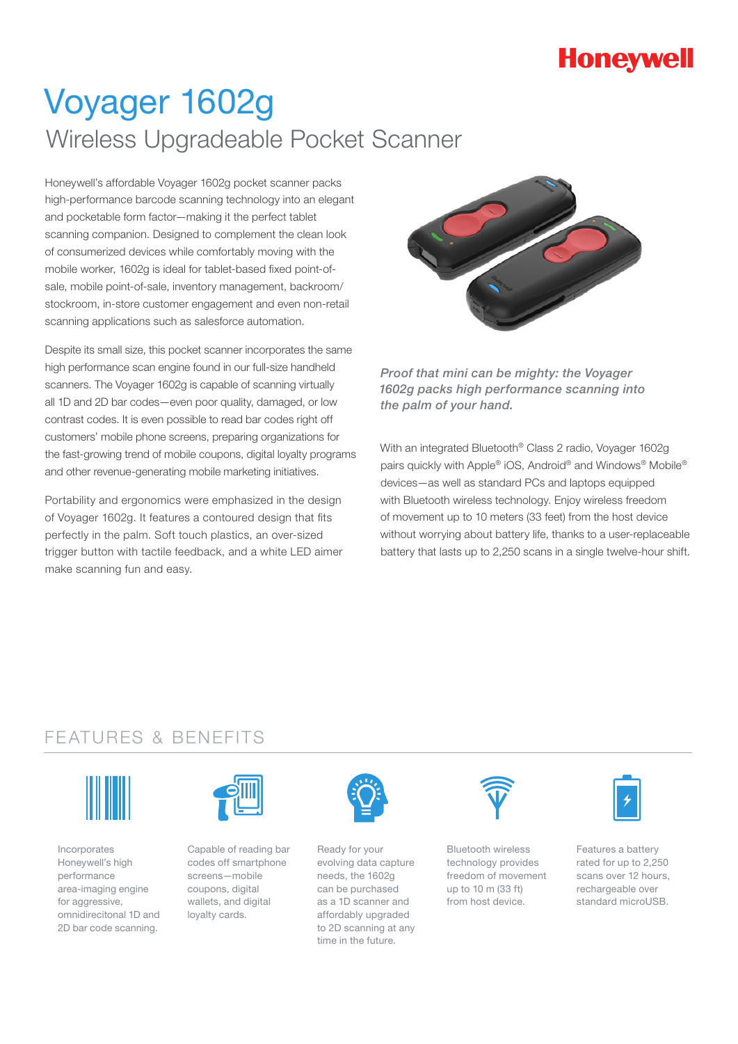Honeywell

# Voyager 1602g

## Wireless Upgradeable Pocket Scanner

Honeywell's affordable Voyager 1602g pocket scanner packs high-performance barcode scanning technology into an elegant and pocketable form factor—making it the perfect tablet scanning companion. Designed to complement the clean look of consumerized devices while comfortably moving with the mobile worker, 1602g is ideal for tablet-based fixed point-of-sale, mobile point-of-sale, inventory management, backroom/stockroom, in-store customer engagement and even non-retail scanning applications such as salesforce automation.

Despite its small size, this pocket scanner incorporates the same high performance scan engine found in our full-size handheld scanners. The Voyager 1602g is capable of scanning virtually all 1D and 2D bar codes—even poor quality, damaged, or low contrast codes. It is even possible to read bar codes right off customers' mobile phone screens, preparing organizations for the fast-growing trend of mobile coupons, digital loyalty programs and other revenue-generating mobile marketing initiatives.

Portability and ergonomics were emphasized in the design of Voyager 1602g. It features a contoured design that fits perfectly in the palm. Soft touch plastics, an over-sized trigger button with tactile feedback, and a white LED aimer make scanning fun and easy.

*Proof that mini can be mighty: the Voyager 1602g packs high performance scanning into the palm of your hand.*

With an integrated Bluetooth® Class 2 radio, Voyager 1602g pairs quickly with Apple® iOS, Android® and Windows® Mobile® devices—as well as standard PCs and laptops equipped with Bluetooth wireless technology. Enjoy wireless freedom of movement up to 10 meters (33 feet) from the host device without worrying about battery life, thanks to a user-replaceable battery that lasts up to 2,250 scans in a single twelve-hour shift.

## FEATURES & BENEFITS

- Incorporates Honeywell's high performance area-imaging engine for aggressive, omnidirecitonal 1D and 2D bar code scanning.
- Capable of reading bar codes off smartphone screens—mobile coupons, digital wallets, and digital loyalty cards.
- Ready for your evolving data capture needs, the 1602g can be purchased as a 1D scanner and affordably upgraded to 2D scanning at any time in the future.
- Bluetooth wireless technology provides freedom of movement up to 10 m (33 ft) from host device.
- Features a battery rated for up to 2,250 scans over 12 hours, rechargeable over standard microUSB.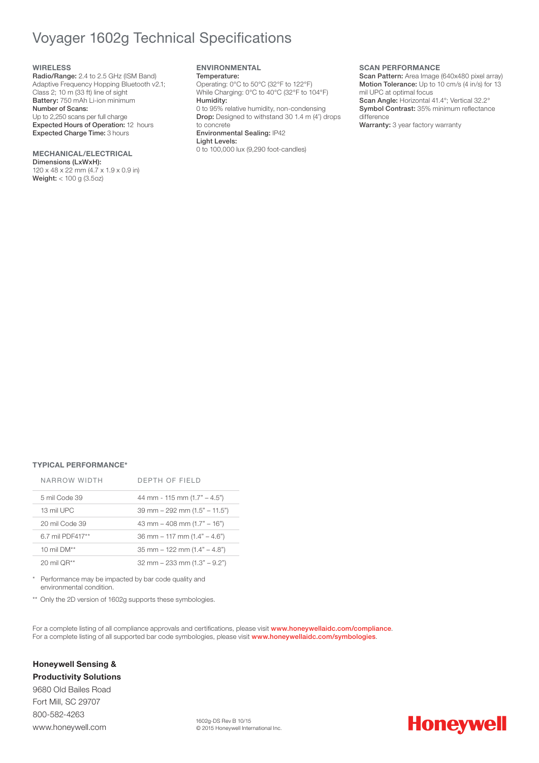# Voyager 1602g Technical Specifications

## WIRELESS

**Radio/Range:** 2.4 to 2.5 GHz (ISM Band) Adaptive Frequency Hopping Bluetooth v2.1; Class 2; 10 m (33 ft) line of sight
**Battery:** 750 mAh Li-ion minimum
**Number of Scans:**
Up to 2,250 scans per full charge
**Expected Hours of Operation:** 12 hours
**Expected Charge Time:** 3 hours

## MECHANICAL/ELECTRICAL

**Dimensions (LxWxH):**
120 x 48 x 22 mm (4.7 x 1.9 x 0.9 in)
**Weight:** < 100 g (3.5oz)

## ENVIRONMENTAL

**Temperature:**
Operating: 0°C to 50°C (32°F to 122°F)
While Charging: 0°C to 40°C (32°F to 104°F)
**Humidity:**
0 to 95% relative humidity, non-condensing
**Drop:** Designed to withstand 30 1.4 m (4') drops to concrete
**Environmental Sealing:** IP42
**Light Levels:**
0 to 100,000 lux (9,290 foot-candles)

## SCAN PERFORMANCE

**Scan Pattern:** Area Image (640x480 pixel array)
**Motion Tolerance:** Up to 10 cm/s (4 in/s) for 13 mil UPC at optimal focus
**Scan Angle:** Horizontal 41.4°; Vertical 32.2°
**Symbol Contrast:** 35% minimum reflectance difference
**Warranty:** 3 year factory warranty

## TYPICAL PERFORMANCE*

| NARROW WIDTH | DEPTH OF FIELD |
|---|---|
| 5 mil Code 39 | 44 mm - 115 mm (1.7" – 4.5") |
| 13 mil UPC | 39 mm – 292 mm (1.5" – 11.5") |
| 20 mil Code 39 | 43 mm – 408 mm (1.7" – 16") |
| 6.7 mil PDF417** | 36 mm – 117 mm (1.4" – 4.6") |
| 10 mil DM** | 35 mm – 122 mm (1.4" – 4.8") |
| 20 mil QR** | 32 mm – 233 mm (1.3" – 9.2") |

\* Performance may be impacted by bar code quality and environmental condition.

** Only the 2D version of 1602g supports these symbologies.

For a complete listing of all compliance approvals and certifications, please visit www.honeywellaidc.com/compliance.
For a complete listing of all supported bar code symbologies, please visit www.honeywellaidc.com/symbologies.

**Honeywell Sensing & Productivity Solutions**
9680 Old Bailes Road
Fort Mill, SC 29707
800-582-4263
www.honeywell.com

1602g-DS Rev B 10/15
© 2015 Honeywell International Inc.

Honeywell